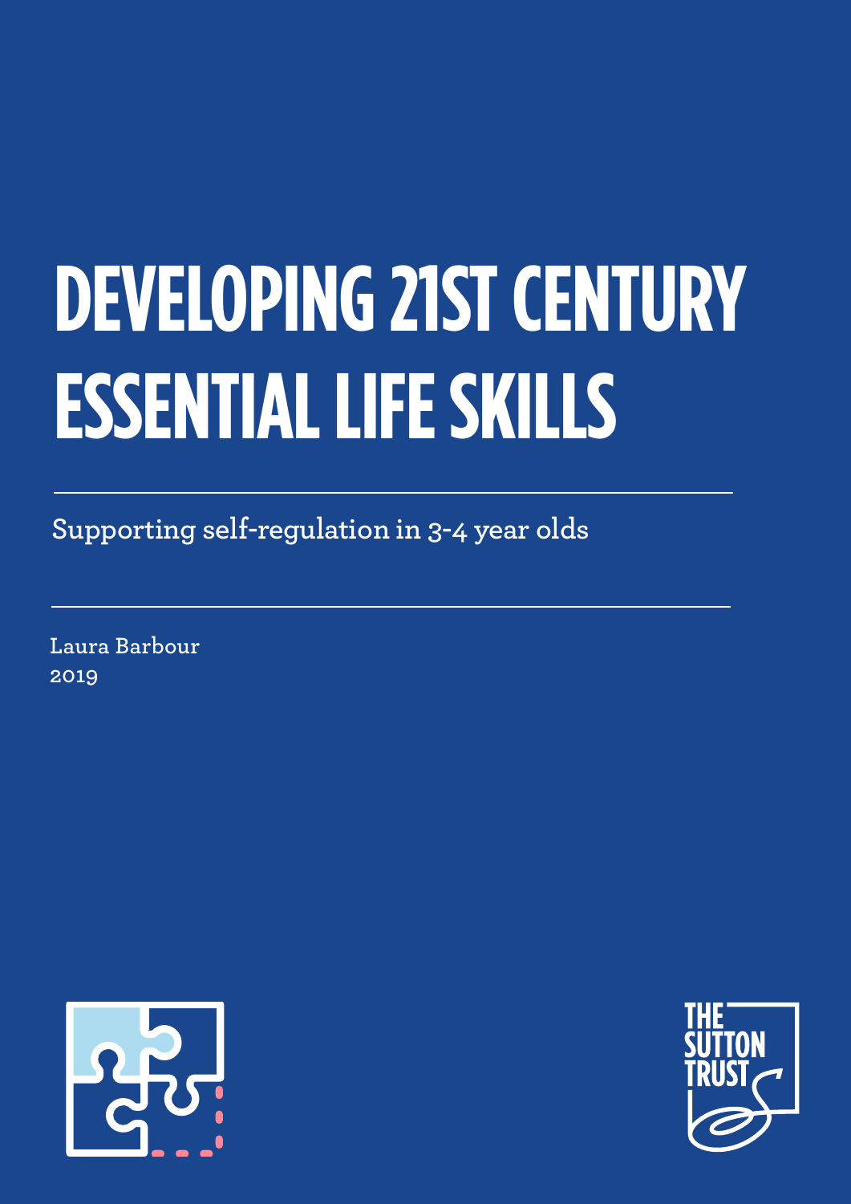# DEVELOPING 21ST CENTURY ESSENTIAL LIFE SKILLS

Supporting self-regulation in 3-4 year olds

Laura Barbour
2019

THE SUTTON TRUST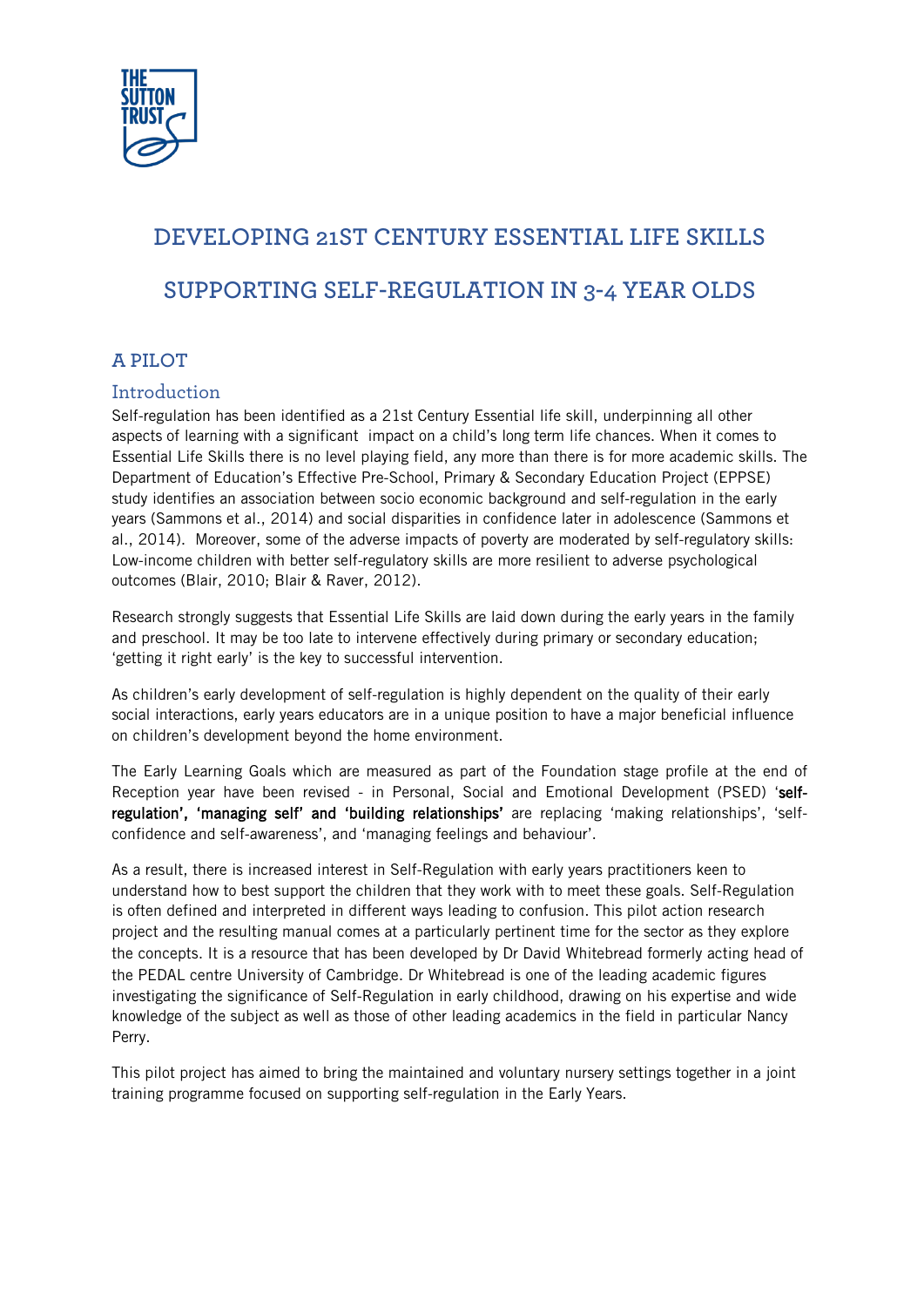# DEVELOPING 21ST CENTURY ESSENTIAL LIFE SKILLS

# SUPPORTING SELF-REGULATION IN 3-4 YEAR OLDS

## A PILOT

### Introduction

Self-regulation has been identified as a 21st Century Essential life skill, underpinning all other aspects of learning with a significant impact on a child's long term life chances. When it comes to Essential Life Skills there is no level playing field, any more than there is for more academic skills. The Department of Education's Effective Pre-School, Primary & Secondary Education Project (EPPSE) study identifies an association between socio economic background and self-regulation in the early years (Sammons et al., 2014) and social disparities in confidence later in adolescence (Sammons et al., 2014). Moreover, some of the adverse impacts of poverty are moderated by self-regulatory skills: Low-income children with better self-regulatory skills are more resilient to adverse psychological outcomes (Blair, 2010; Blair & Raver, 2012).

Research strongly suggests that Essential Life Skills are laid down during the early years in the family and preschool. It may be too late to intervene effectively during primary or secondary education; 'getting it right early' is the key to successful intervention.

As children's early development of self-regulation is highly dependent on the quality of their early social interactions, early years educators are in a unique position to have a major beneficial influence on children's development beyond the home environment.

The Early Learning Goals which are measured as part of the Foundation stage profile at the end of Reception year have been revised - in Personal, Social and Emotional Development (PSED) '**self-regulation', 'managing self' and 'building relationships'** are replacing 'making relationships', 'self-confidence and self-awareness', and 'managing feelings and behaviour'.

As a result, there is increased interest in Self-Regulation with early years practitioners keen to understand how to best support the children that they work with to meet these goals. Self-Regulation is often defined and interpreted in different ways leading to confusion. This pilot action research project and the resulting manual comes at a particularly pertinent time for the sector as they explore the concepts. It is a resource that has been developed by Dr David Whitebread formerly acting head of the PEDAL centre University of Cambridge. Dr Whitebread is one of the leading academic figures investigating the significance of Self-Regulation in early childhood, drawing on his expertise and wide knowledge of the subject as well as those of other leading academics in the field in particular Nancy Perry.

This pilot project has aimed to bring the maintained and voluntary nursery settings together in a joint training programme focused on supporting self-regulation in the Early Years.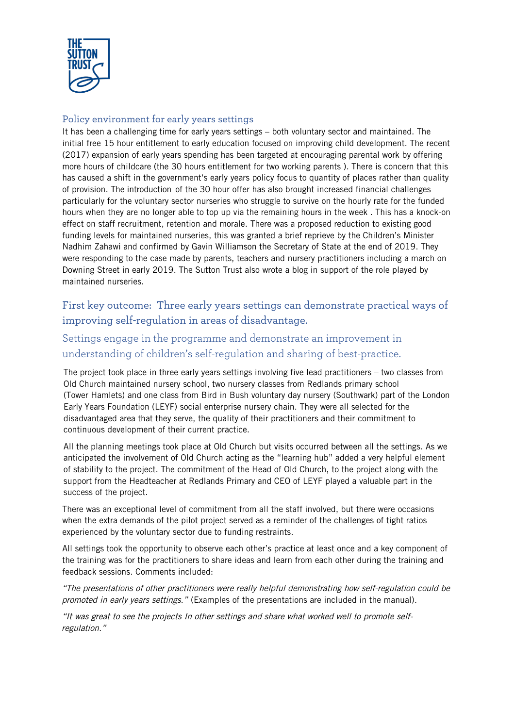## Policy environment for early years settings

It has been a challenging time for early years settings – both voluntary sector and maintained. The initial free 15 hour entitlement to early education focused on improving child development. The recent (2017) expansion of early years spending has been targeted at encouraging parental work by offering more hours of childcare (the 30 hours entitlement for two working parents ). There is concern that this has caused a shift in the government's early years policy focus to quantity of places rather than quality of provision. The introduction of the 30 hour offer has also brought increased financial challenges particularly for the voluntary sector nurseries who struggle to survive on the hourly rate for the funded hours when they are no longer able to top up via the remaining hours in the week . This has a knock-on effect on staff recruitment, retention and morale. There was a proposed reduction to existing good funding levels for maintained nurseries, this was granted a brief reprieve by the Children's Minister Nadhim Zahawi and confirmed by Gavin Williamson the Secretary of State at the end of 2019. They were responding to the case made by parents, teachers and nursery practitioners including a march on Downing Street in early 2019. The Sutton Trust also wrote a blog in support of the role played by maintained nurseries.

## First key outcome: Three early years settings can demonstrate practical ways of improving self-regulation in areas of disadvantage.

### Settings engage in the programme and demonstrate an improvement in understanding of children's self-regulation and sharing of best-practice.

The project took place in three early years settings involving five lead practitioners – two classes from Old Church maintained nursery school, two nursery classes from Redlands primary school (Tower Hamlets) and one class from Bird in Bush voluntary day nursery (Southwark) part of the London Early Years Foundation (LEYF) social enterprise nursery chain. They were all selected for the disadvantaged area that they serve, the quality of their practitioners and their commitment to continuous development of their current practice.

All the planning meetings took place at Old Church but visits occurred between all the settings. As we anticipated the involvement of Old Church acting as the "learning hub" added a very helpful element of stability to the project. The commitment of the Head of Old Church, to the project along with the support from the Headteacher at Redlands Primary and CEO of LEYF played a valuable part in the success of the project.

There was an exceptional level of commitment from all the staff involved, but there were occasions when the extra demands of the pilot project served as a reminder of the challenges of tight ratios experienced by the voluntary sector due to funding restraints.

All settings took the opportunity to observe each other's practice at least once and a key component of the training was for the practitioners to share ideas and learn from each other during the training and feedback sessions. Comments included:

*"The presentations of other practitioners were really helpful demonstrating how self-regulation could be promoted in early years settings."* (Examples of the presentations are included in the manual).

*"It was great to see the projects In other settings and share what worked well to promote self-regulation."*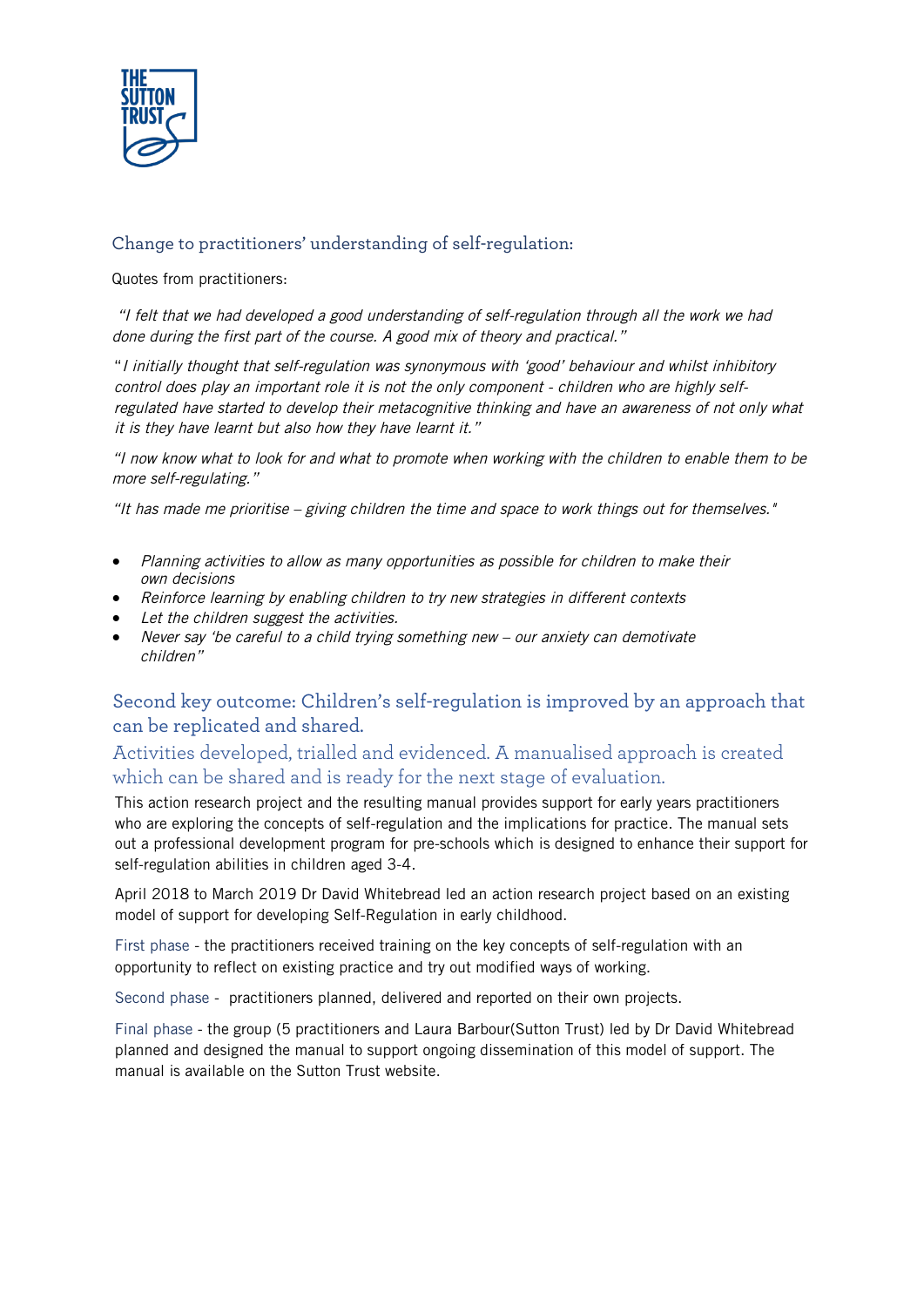## Change to practitioners' understanding of self-regulation:

Quotes from practitioners:

*"I felt that we had developed a good understanding of self-regulation through all the work we had done during the first part of the course. A good mix of theory and practical."*

*"I initially thought that self-regulation was synonymous with 'good' behaviour and whilst inhibitory control does play an important role it is not the only component - children who are highly self-regulated have started to develop their metacognitive thinking and have an awareness of not only what it is they have learnt but also how they have learnt it."*

*"I now know what to look for and what to promote when working with the children to enable them to be more self-regulating."*

*"It has made me prioritise – giving children the time and space to work things out for themselves."*

- *Planning activities to allow as many opportunities as possible for children to make their own decisions*
- *Reinforce learning by enabling children to try new strategies in different contexts*
- *Let the children suggest the activities.*
- *Never say 'be careful to a child trying something new – our anxiety can demotivate children"*

## Second key outcome: Children's self-regulation is improved by an approach that can be replicated and shared.

### Activities developed, trialled and evidenced. A manualised approach is created which can be shared and is ready for the next stage of evaluation.

This action research project and the resulting manual provides support for early years practitioners who are exploring the concepts of self-regulation and the implications for practice. The manual sets out a professional development program for pre-schools which is designed to enhance their support for self-regulation abilities in children aged 3-4.

April 2018 to March 2019 Dr David Whitebread led an action research project based on an existing model of support for developing Self-Regulation in early childhood.

First phase - the practitioners received training on the key concepts of self-regulation with an opportunity to reflect on existing practice and try out modified ways of working.

Second phase - practitioners planned, delivered and reported on their own projects.

Final phase - the group (5 practitioners and Laura Barbour(Sutton Trust) led by Dr David Whitebread planned and designed the manual to support ongoing dissemination of this model of support. The manual is available on the Sutton Trust website.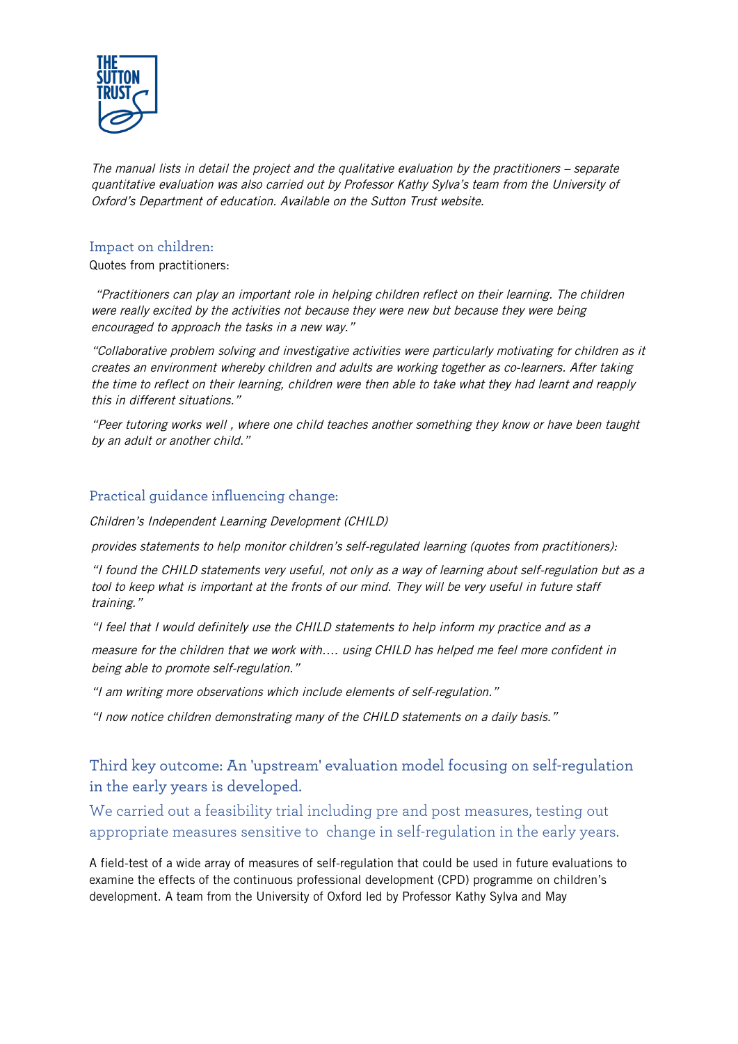*The manual lists in detail the project and the qualitative evaluation by the practitioners – separate quantitative evaluation was also carried out by Professor Kathy Sylva's team from the University of Oxford's Department of education. Available on the Sutton Trust website.*

## Impact on children:

Quotes from practitioners:

*"Practitioners can play an important role in helping children reflect on their learning. The children were really excited by the activities not because they were new but because they were being encouraged to approach the tasks in a new way."*

*"Collaborative problem solving and investigative activities were particularly motivating for children as it creates an environment whereby children and adults are working together as co-learners. After taking the time to reflect on their learning, children were then able to take what they had learnt and reapply this in different situations."*

*"Peer tutoring works well , where one child teaches another something they know or have been taught by an adult or another child."*

## Practical guidance influencing change:

*Children's Independent Learning Development (CHILD)*

*provides statements to help monitor children's self-regulated learning (quotes from practitioners):*

*"I found the CHILD statements very useful, not only as a way of learning about self-regulation but as a tool to keep what is important at the fronts of our mind. They will be very useful in future staff training."*

*"I feel that I would definitely use the CHILD statements to help inform my practice and as a*

*measure for the children that we work with…. using CHILD has helped me feel more confident in being able to promote self-regulation."*

*"I am writing more observations which include elements of self-regulation."*

*"I now notice children demonstrating many of the CHILD statements on a daily basis."*

## Third key outcome: An 'upstream' evaluation model focusing on self-regulation in the early years is developed.

### We carried out a feasibility trial including pre and post measures, testing out appropriate measures sensitive to change in self-regulation in the early years.

A field-test of a wide array of measures of self-regulation that could be used in future evaluations to examine the effects of the continuous professional development (CPD) programme on children's development. A team from the University of Oxford led by Professor Kathy Sylva and May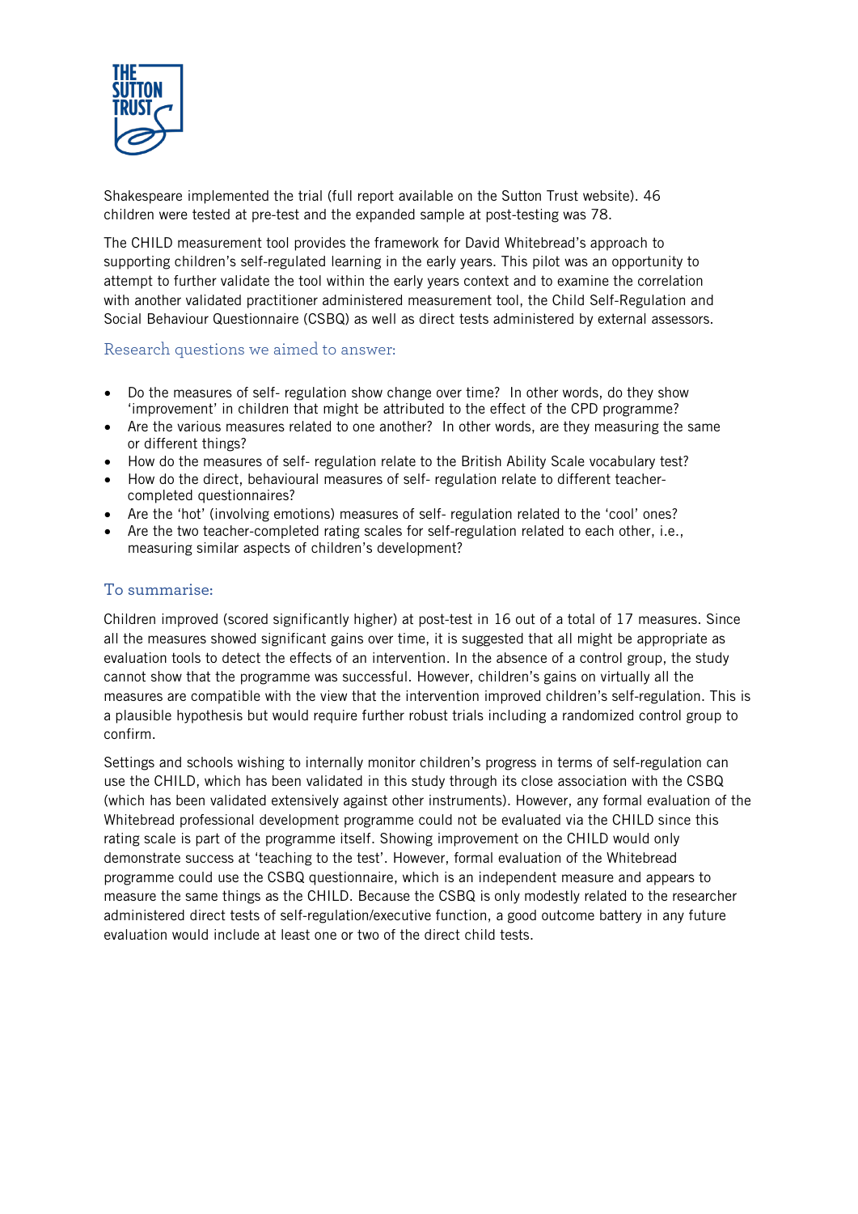Shakespeare implemented the trial (full report available on the Sutton Trust website). 46 children were tested at pre-test and the expanded sample at post-testing was 78.

The CHILD measurement tool provides the framework for David Whitebread's approach to supporting children's self-regulated learning in the early years. This pilot was an opportunity to attempt to further validate the tool within the early years context and to examine the correlation with another validated practitioner administered measurement tool, the Child Self-Regulation and Social Behaviour Questionnaire (CSBQ) as well as direct tests administered by external assessors.

## Research questions we aimed to answer:

- Do the measures of self- regulation show change over time? In other words, do they show 'improvement' in children that might be attributed to the effect of the CPD programme?
- Are the various measures related to one another? In other words, are they measuring the same or different things?
- How do the measures of self- regulation relate to the British Ability Scale vocabulary test?
- How do the direct, behavioural measures of self- regulation relate to different teacher-completed questionnaires?
- Are the 'hot' (involving emotions) measures of self- regulation related to the 'cool' ones?
- Are the two teacher-completed rating scales for self-regulation related to each other, i.e., measuring similar aspects of children's development?

## To summarise:

Children improved (scored significantly higher) at post-test in 16 out of a total of 17 measures. Since all the measures showed significant gains over time, it is suggested that all might be appropriate as evaluation tools to detect the effects of an intervention. In the absence of a control group, the study cannot show that the programme was successful. However, children's gains on virtually all the measures are compatible with the view that the intervention improved children's self-regulation. This is a plausible hypothesis but would require further robust trials including a randomized control group to confirm.

Settings and schools wishing to internally monitor children's progress in terms of self-regulation can use the CHILD, which has been validated in this study through its close association with the CSBQ (which has been validated extensively against other instruments). However, any formal evaluation of the Whitebread professional development programme could not be evaluated via the CHILD since this rating scale is part of the programme itself. Showing improvement on the CHILD would only demonstrate success at 'teaching to the test'. However, formal evaluation of the Whitebread programme could use the CSBQ questionnaire, which is an independent measure and appears to measure the same things as the CHILD. Because the CSBQ is only modestly related to the researcher administered direct tests of self-regulation/executive function, a good outcome battery in any future evaluation would include at least one or two of the direct child tests.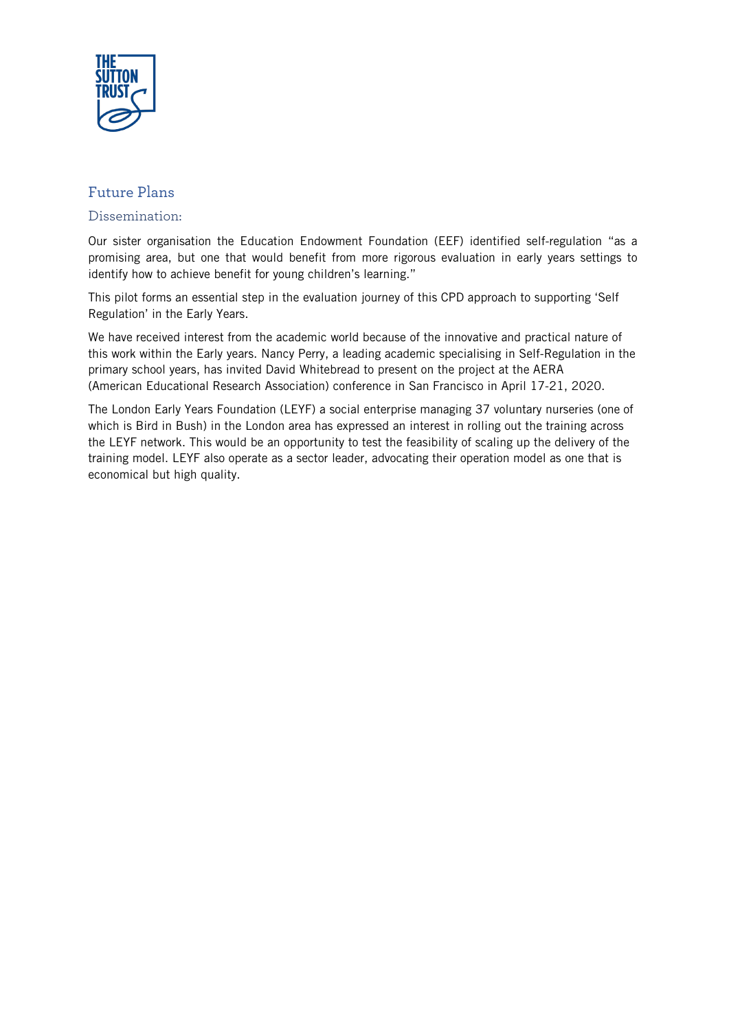## Future Plans

### Dissemination:

Our sister organisation the Education Endowment Foundation (EEF) identified self-regulation "as a promising area, but one that would benefit from more rigorous evaluation in early years settings to identify how to achieve benefit for young children's learning."

This pilot forms an essential step in the evaluation journey of this CPD approach to supporting 'Self Regulation' in the Early Years.

We have received interest from the academic world because of the innovative and practical nature of this work within the Early years. Nancy Perry, a leading academic specialising in Self-Regulation in the primary school years, has invited David Whitebread to present on the project at the AERA (American Educational Research Association) conference in San Francisco in April 17-21, 2020.

The London Early Years Foundation (LEYF) a social enterprise managing 37 voluntary nurseries (one of which is Bird in Bush) in the London area has expressed an interest in rolling out the training across the LEYF network. This would be an opportunity to test the feasibility of scaling up the delivery of the training model. LEYF also operate as a sector leader, advocating their operation model as one that is economical but high quality.